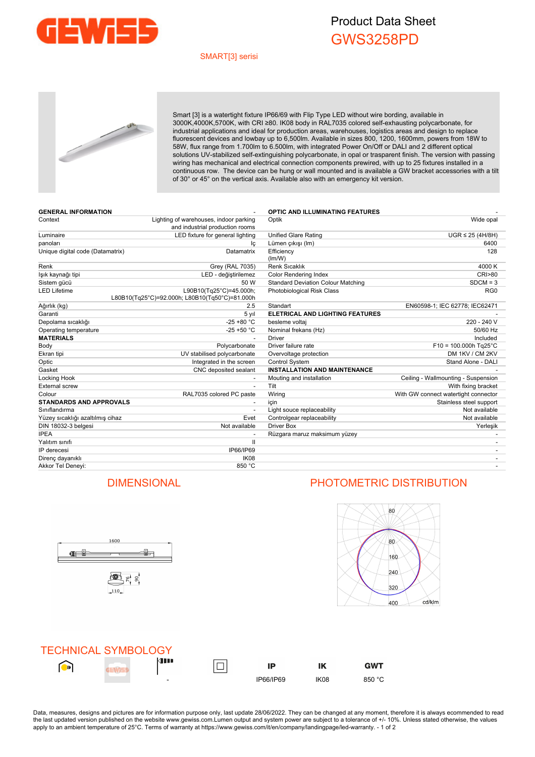# Product Data Sheet

## GWS3258PD

SMART[3] serisi

Smart [3] is a watertight fixture IP66/69 with Flip Type LED without wire bording, available in 3000K,4000K,5700K, with CRI ≥80. IK08 body in RAL7035 colored self-exhausting polycarbonate, for industrial applications and ideal for production areas, warehouses, logistics areas and design to replace fluorescent devices and lowbay up to 6,500lm. Available in sizes 800, 1200, 1600mm, powers from 18W to 58W, flux range from 1.700lm to 6.500lm, with integrated Power On/Off or DALI and 2 different optical solutions UV-stabilized self-extinguishing polycarbonate, in opal or trasparent finish. The version with passing wiring has mechanical and electrical connection components prewired, with up to 25 fixtures installed in a continuous row. The device can be hung or wall mounted and is available a GW bracket accessories with a tilt of 30° or 45° on the vertical axis. Available also with an emergency kit version.

| GENERAL INFORMATION | - |
|---|---|
| Context | Lighting of warehouses, indoor parking and industrial production rooms |
| Luminaire | LED fixture for general lighting |
| panoları | İç |
| Unique digital code (Datamatrix) | Datamatrix |
| Renk | Grey (RAL 7035) |
| Işık kaynağı tipi | LED - değiştirilemez |
| Sistem gücü | 50 W |
| LED Lifetime | L90B10(Tq25°C)=45.000h; L80B10(Tq25°C)=92.000h; L80B10(Tq50°C)=81.000h |
| Ağırlık (kg) | 2.5 |
| Garanti | 5 yıl |
| Depolama sıcaklığı | -25 +80 °C |
| Operating temperature | -25 +50 °C |
| **MATERIALS** | - |
| Body | Polycarbonate |
| Ekran tipi | UV stabilised polycarbonate |
| Optic | Integrated in the screen |
| Gasket | CNC deposited sealant |
| Locking Hook | - |
| External screw | - |
| Colour | RAL7035 colored PC paste |
| **STANDARDS AND APPROVALS** | - |
| Sınıflandırma | - |
| Yüzey sıcaklığı azaltılmış cihaz | Evet |
| DIN 18032-3 belgesi | Not available |
| IPEA | - |
| Yalıtım sınıfı | II |
| IP derecesi | IP66/IP69 |
| Direnç dayanıklı | IK08 |
| Akkor Tel Deneyi: | 850 °C |

| OPTIC AND ILLUMINATING FEATURES | - |
|---|---|
| Optik | Wide opal |
| Unified Glare Rating | UGR ≤ 25 (4H/8H) |
| Lümen çıkışı (lm) | 6400 |
| Efficiency (lm/W) | 128 |
| Renk Sıcaklık | 4000 K |
| Color Rendering Index | CRI>80 |
| Standard Deviation Colour Matching | SDCM = 3 |
| Photobiological Risk Class | RG0 |
| Standart | EN60598-1; IEC 62778; IEC62471 |
| **ELETRICAL AND LIGHTING FEATURES** | - |
| besleme voltaj | 220 - 240 V |
| Nominal frekans (Hz) | 50/60 Hz |
| Driver | Included |
| Driver failure rate | F10 = 100.000h Tq25°C |
| Overvoltage protection | DM 1KV / CM 2KV |
| Control System | Stand Alone - DALI |
| **INSTALLATION AND MAINTENANCE** | - |
| Mouting and installation | Ceiling - Wallmounting - Suspension |
| Tilt | With fixing bracket |
| Wiring | With GW connect watertight connector |
| için | Stainless steel support |
| Light souce replaceability | Not available |
| Controlgear replaceability | Not available |
| Driver Box | Yerleşik |
| Rüzgara maruz maksimum yüzey | - |

## DIMENSIONAL

1600

110 76 90

## PHOTOMETRIC DISTRIBUTION

80, 80, 160, 240, 320, 400 cd/klm

## TECHNICAL SYMBOLOGY

| | | | | IP | IK | GWT |
|---|---|---|---|---|---|---|
| | | - | | IP66/IP69 | IK08 | 850 °C |

Data, measures, designs and pictures are for information purpose only, last update 28/06/2022. They can be changed at any moment, therefore it is always ecommended to read the last updated version published on the website www.gewiss.com.Lumen output and system power are subject to a tolerance of +/- 10%. Unless stated otherwise, the values apply to an ambient temperature of 25°C. Terms of warranty at https://www.gewiss.com/it/en/company/landingpage/led-warranty.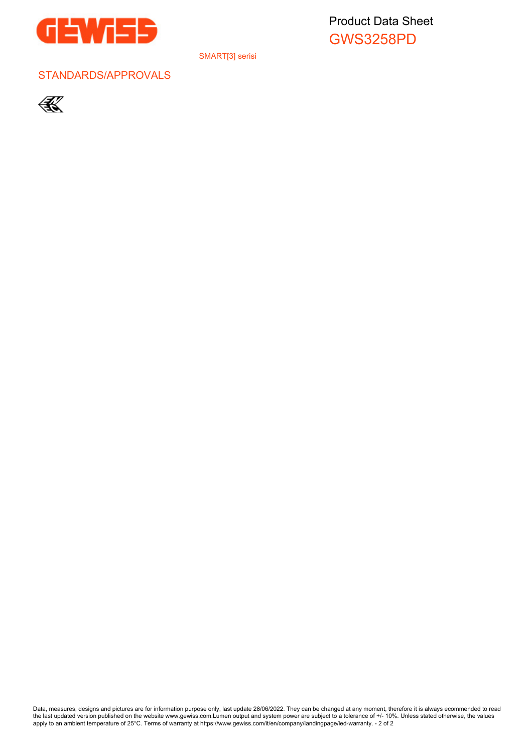SMART[3] serisi

## STANDARDS/APPROVALS

Data, measures, designs and pictures are for information purpose only, last update 28/06/2022. They can be changed at any moment, therefore it is always ecommended to read the last updated version published on the website www.gewiss.com.Lumen output and system power are subject to a tolerance of +/- 10%. Unless stated otherwise, the values apply to an ambient temperature of 25°C. Terms of warranty at https://www.gewiss.com/it/en/company/landingpage/led-warranty.